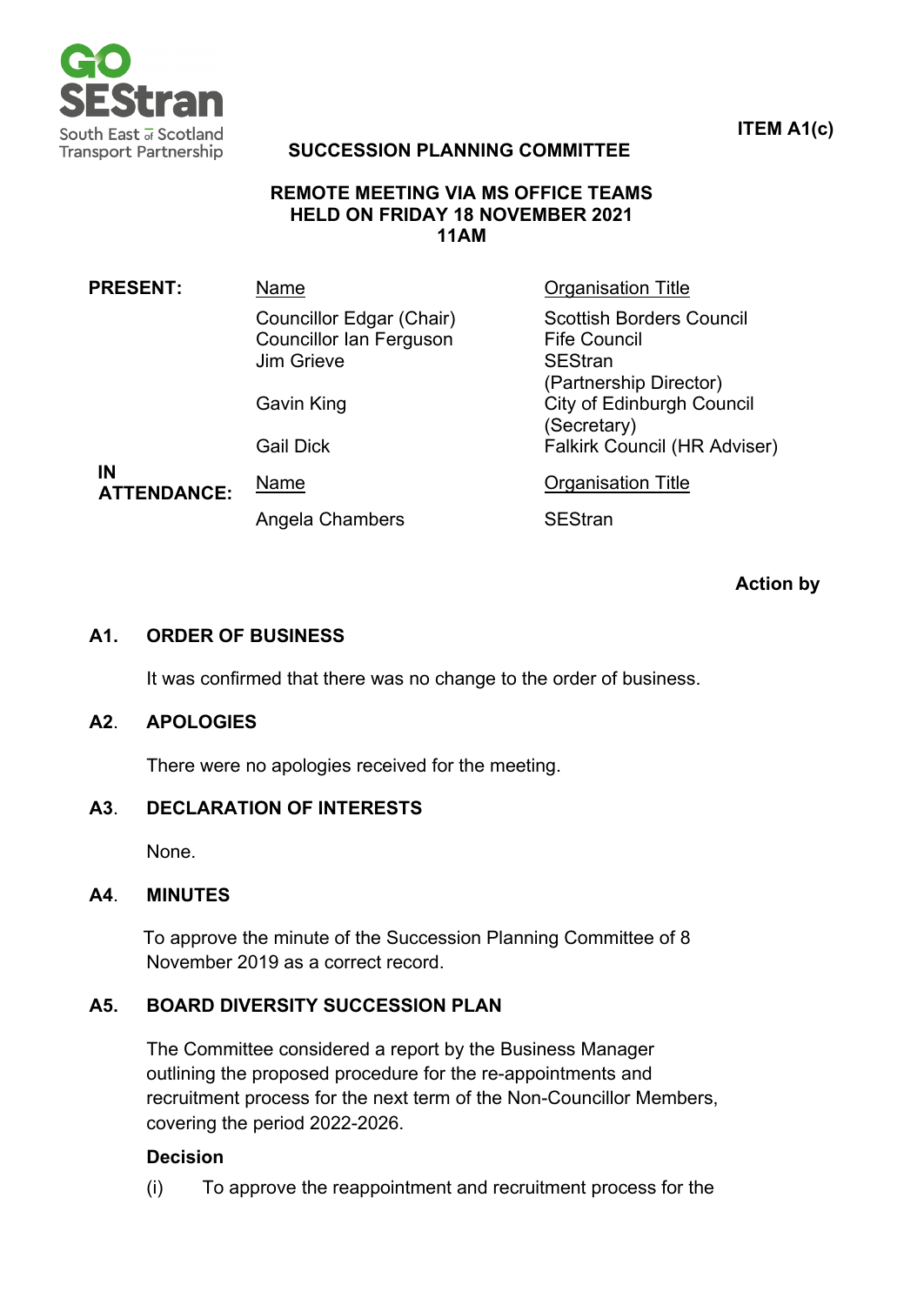**ITEM A1(c)**

# SUCCESSION PLANNING COMMITTEE

**REMOTE MEETING VIA MS OFFICE TEAMS**
**HELD ON FRIDAY 18 NOVEMBER 2021**
**11AM**

| **PRESENT:** | Name | Organisation Title |
|---|---|---|
| | Councillor Edgar (Chair) | Scottish Borders Council |
| | Councillor Ian Ferguson | Fife Council |
| | Jim Grieve | SEStran (Partnership Director) |
| | Gavin King | City of Edinburgh Council (Secretary) |
| | Gail Dick | Falkirk Council (HR Adviser) |
| **IN ATTENDANCE:** | Name | Organisation Title |
| | Angela Chambers | SEStran |

**Action by**

## A1. ORDER OF BUSINESS

It was confirmed that there was no change to the order of business.

## A2. APOLOGIES

There were no apologies received for the meeting.

## A3. DECLARATION OF INTERESTS

None.

## A4. MINUTES

To approve the minute of the Succession Planning Committee of 8 November 2019 as a correct record.

## A5. BOARD DIVERSITY SUCCESSION PLAN

The Committee considered a report by the Business Manager outlining the proposed procedure for the re-appointments and recruitment process for the next term of the Non-Councillor Members, covering the period 2022-2026.

**Decision**

(i) To approve the reappointment and recruitment process for the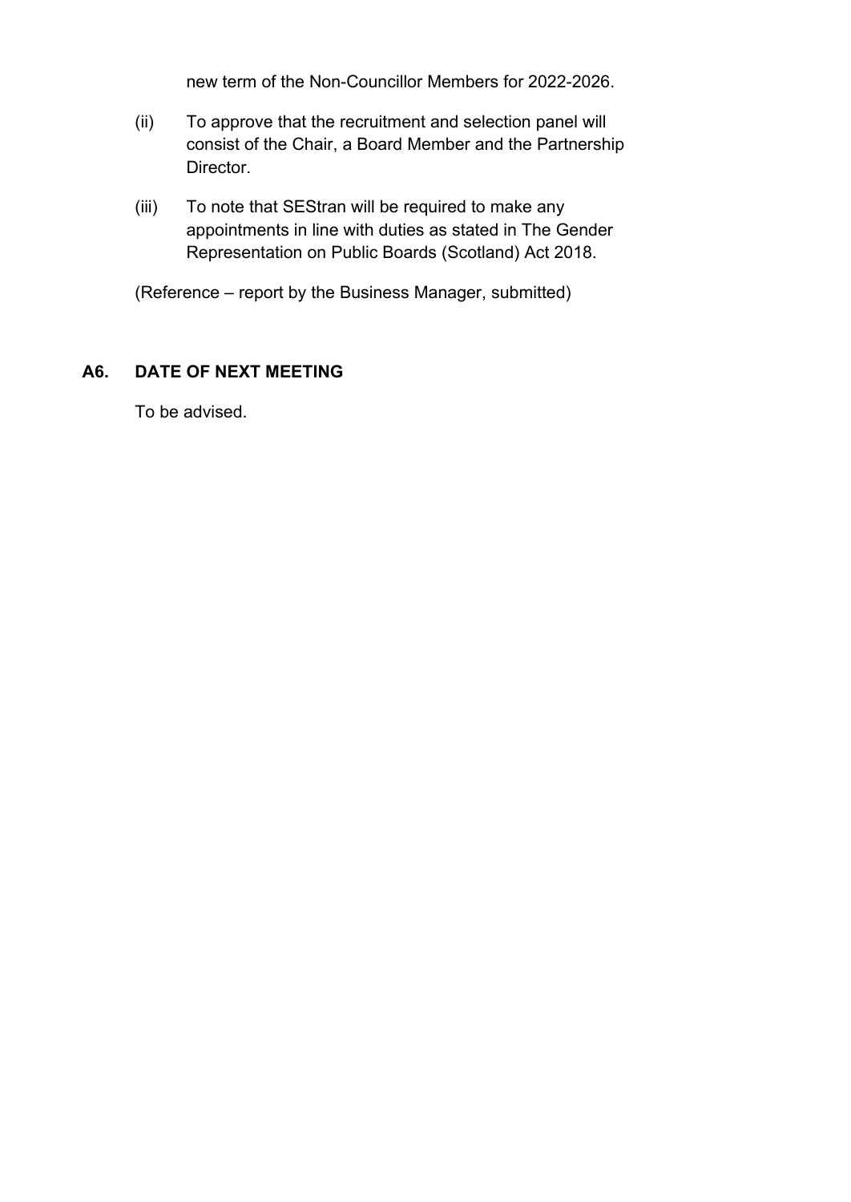new term of the Non-Councillor Members for 2022-2026.

(ii) To approve that the recruitment and selection panel will consist of the Chair, a Board Member and the Partnership Director.

(iii) To note that SEStran will be required to make any appointments in line with duties as stated in The Gender Representation on Public Boards (Scotland) Act 2018.

(Reference – report by the Business Manager, submitted)

## A6. DATE OF NEXT MEETING

To be advised.